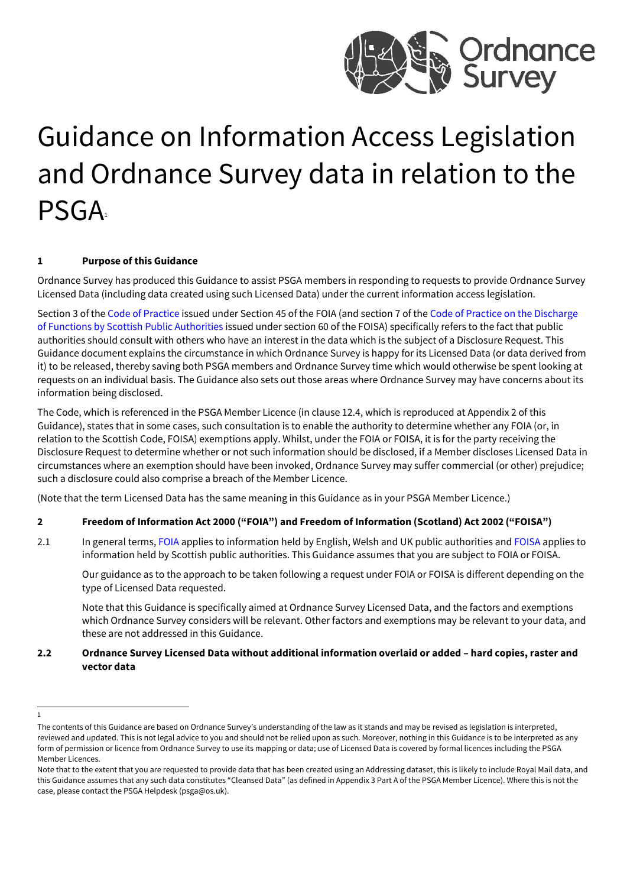# Guidance on Information Access Legislation and Ordnance Survey data in relation to the PSGA[1]

## 1 Purpose of this Guidance

Ordnance Survey has produced this Guidance to assist PSGA members in responding to requests to provide Ordnance Survey Licensed Data (including data created using such Licensed Data) under the current information access legislation.

Section 3 of the Code of Practice issued under Section 45 of the FOIA (and section 7 of the Code of Practice on the Discharge of Functions by Scottish Public Authorities issued under section 60 of the FOISA) specifically refers to the fact that public authorities should consult with others who have an interest in the data which is the subject of a Disclosure Request. This Guidance document explains the circumstance in which Ordnance Survey is happy for its Licensed Data (or data derived from it) to be released, thereby saving both PSGA members and Ordnance Survey time which would otherwise be spent looking at requests on an individual basis. The Guidance also sets out those areas where Ordnance Survey may have concerns about its information being disclosed.

The Code, which is referenced in the PSGA Member Licence (in clause 12.4, which is reproduced at Appendix 2 of this Guidance), states that in some cases, such consultation is to enable the authority to determine whether any FOIA (or, in relation to the Scottish Code, FOISA) exemptions apply. Whilst, under the FOIA or FOISA, it is for the party receiving the Disclosure Request to determine whether or not such information should be disclosed, if a Member discloses Licensed Data in circumstances where an exemption should have been invoked, Ordnance Survey may suffer commercial (or other) prejudice; such a disclosure could also comprise a breach of the Member Licence.

(Note that the term Licensed Data has the same meaning in this Guidance as in your PSGA Member Licence.)

## 2 Freedom of Information Act 2000 ("FOIA") and Freedom of Information (Scotland) Act 2002 ("FOISA")

2.1 In general terms, FOIA applies to information held by English, Welsh and UK public authorities and FOISA applies to information held by Scottish public authorities. This Guidance assumes that you are subject to FOIA or FOISA.

Our guidance as to the approach to be taken following a request under FOIA or FOISA is different depending on the type of Licensed Data requested.

Note that this Guidance is specifically aimed at Ordnance Survey Licensed Data, and the factors and exemptions which Ordnance Survey considers will be relevant. Other factors and exemptions may be relevant to your data, and these are not addressed in this Guidance.

### 2.2 Ordnance Survey Licensed Data without additional information overlaid or added – hard copies, raster and vector data

---

[1] The contents of this Guidance are based on Ordnance Survey's understanding of the law as it stands and may be revised as legislation is interpreted, reviewed and updated. This is not legal advice to you and should not be relied upon as such. Moreover, nothing in this Guidance is to be interpreted as any form of permission or licence from Ordnance Survey to use its mapping or data; use of Licensed Data is covered by formal licences including the PSGA Member Licences.

Note that to the extent that you are requested to provide data that has been created using an Addressing dataset, this is likely to include Royal Mail data, and this Guidance assumes that any such data constitutes "Cleansed Data" (as defined in Appendix 3 Part A of the PSGA Member Licence). Where this is not the case, please contact the PSGA Helpdesk (psga@os.uk).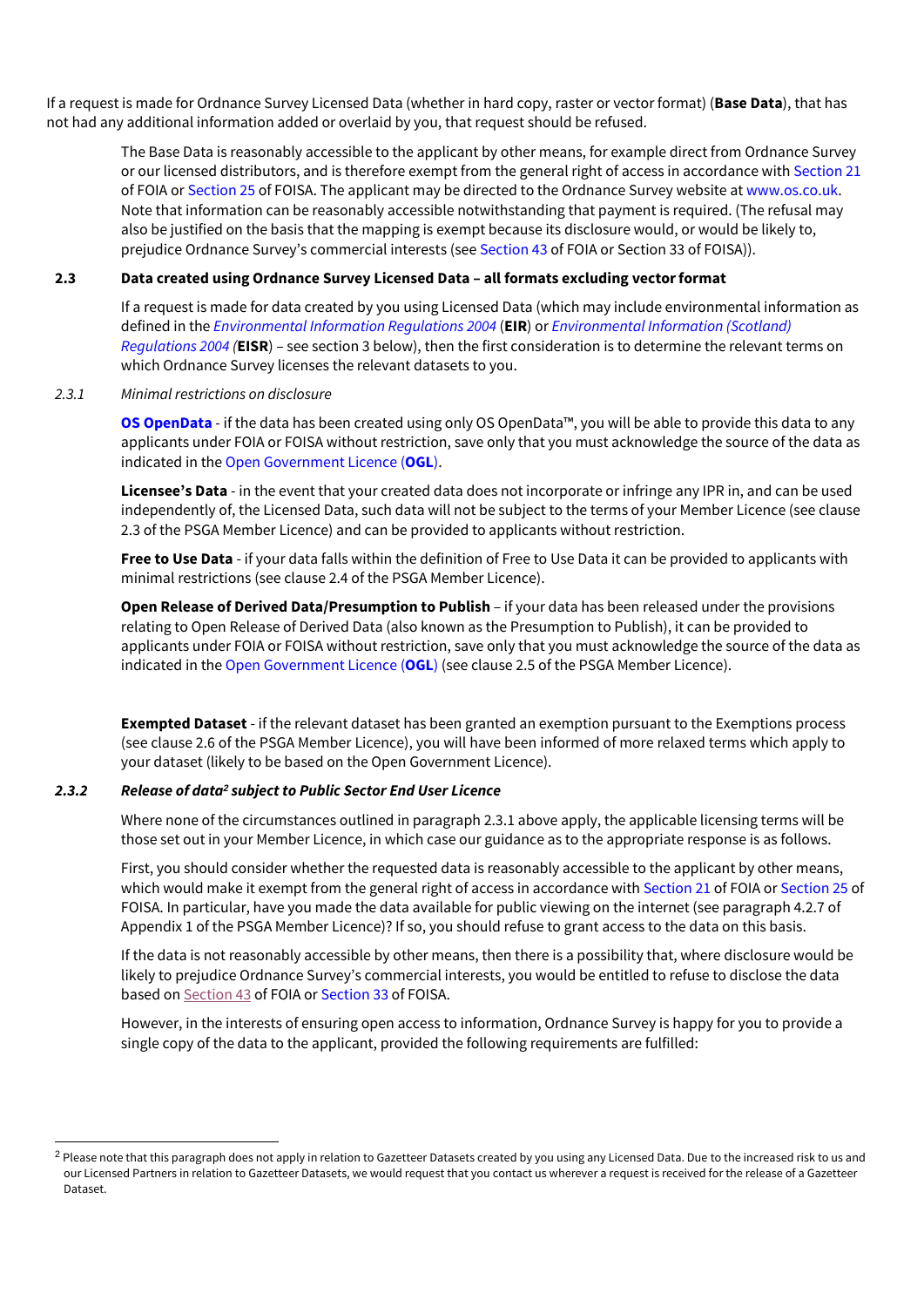If a request is made for Ordnance Survey Licensed Data (whether in hard copy, raster or vector format) (**Base Data**), that has not had any additional information added or overlaid by you, that request should be refused.

The Base Data is reasonably accessible to the applicant by other means, for example direct from Ordnance Survey or our licensed distributors, and is therefore exempt from the general right of access in accordance with Section 21 of FOIA or Section 25 of FOISA. The applicant may be directed to the Ordnance Survey website at www.os.co.uk. Note that information can be reasonably accessible notwithstanding that payment is required. (The refusal may also be justified on the basis that the mapping is exempt because its disclosure would, or would be likely to, prejudice Ordnance Survey's commercial interests (see Section 43 of FOIA or Section 33 of FOISA)).

### 2.3 Data created using Ordnance Survey Licensed Data – all formats excluding vector format

If a request is made for data created by you using Licensed Data (which may include environmental information as defined in the *Environmental Information Regulations 2004* (**EIR**) or *Environmental Information (Scotland) Regulations 2004* (**EISR**) – see section 3 below), then the first consideration is to determine the relevant terms on which Ordnance Survey licenses the relevant datasets to you.

#### *2.3.1 Minimal restrictions on disclosure*

**OS OpenData** - if the data has been created using only OS OpenData™, you will be able to provide this data to any applicants under FOIA or FOISA without restriction, save only that you must acknowledge the source of the data as indicated in the Open Government Licence (**OGL**).

**Licensee's Data** - in the event that your created data does not incorporate or infringe any IPR in, and can be used independently of, the Licensed Data, such data will not be subject to the terms of your Member Licence (see clause 2.3 of the PSGA Member Licence) and can be provided to applicants without restriction.

**Free to Use Data** - if your data falls within the definition of Free to Use Data it can be provided to applicants with minimal restrictions (see clause 2.4 of the PSGA Member Licence).

**Open Release of Derived Data/Presumption to Publish** – if your data has been released under the provisions relating to Open Release of Derived Data (also known as the Presumption to Publish), it can be provided to applicants under FOIA or FOISA without restriction, save only that you must acknowledge the source of the data as indicated in the Open Government Licence (**OGL**) (see clause 2.5 of the PSGA Member Licence).

**Exempted Dataset** - if the relevant dataset has been granted an exemption pursuant to the Exemptions process (see clause 2.6 of the PSGA Member Licence), you will have been informed of more relaxed terms which apply to your dataset (likely to be based on the Open Government Licence).

#### ***2.3.2 Release of data[2] subject to Public Sector End User Licence***

Where none of the circumstances outlined in paragraph 2.3.1 above apply, the applicable licensing terms will be those set out in your Member Licence, in which case our guidance as to the appropriate response is as follows.

First, you should consider whether the requested data is reasonably accessible to the applicant by other means, which would make it exempt from the general right of access in accordance with Section 21 of FOIA or Section 25 of FOISA. In particular, have you made the data available for public viewing on the internet (see paragraph 4.2.7 of Appendix 1 of the PSGA Member Licence)? If so, you should refuse to grant access to the data on this basis.

If the data is not reasonably accessible by other means, then there is a possibility that, where disclosure would be likely to prejudice Ordnance Survey's commercial interests, you would be entitled to refuse to disclose the data based on Section 43 of FOIA or Section 33 of FOISA.

However, in the interests of ensuring open access to information, Ordnance Survey is happy for you to provide a single copy of the data to the applicant, provided the following requirements are fulfilled:

---

[2] Please note that this paragraph does not apply in relation to Gazetteer Datasets created by you using any Licensed Data. Due to the increased risk to us and our Licensed Partners in relation to Gazetteer Datasets, we would request that you contact us wherever a request is received for the release of a Gazetteer Dataset.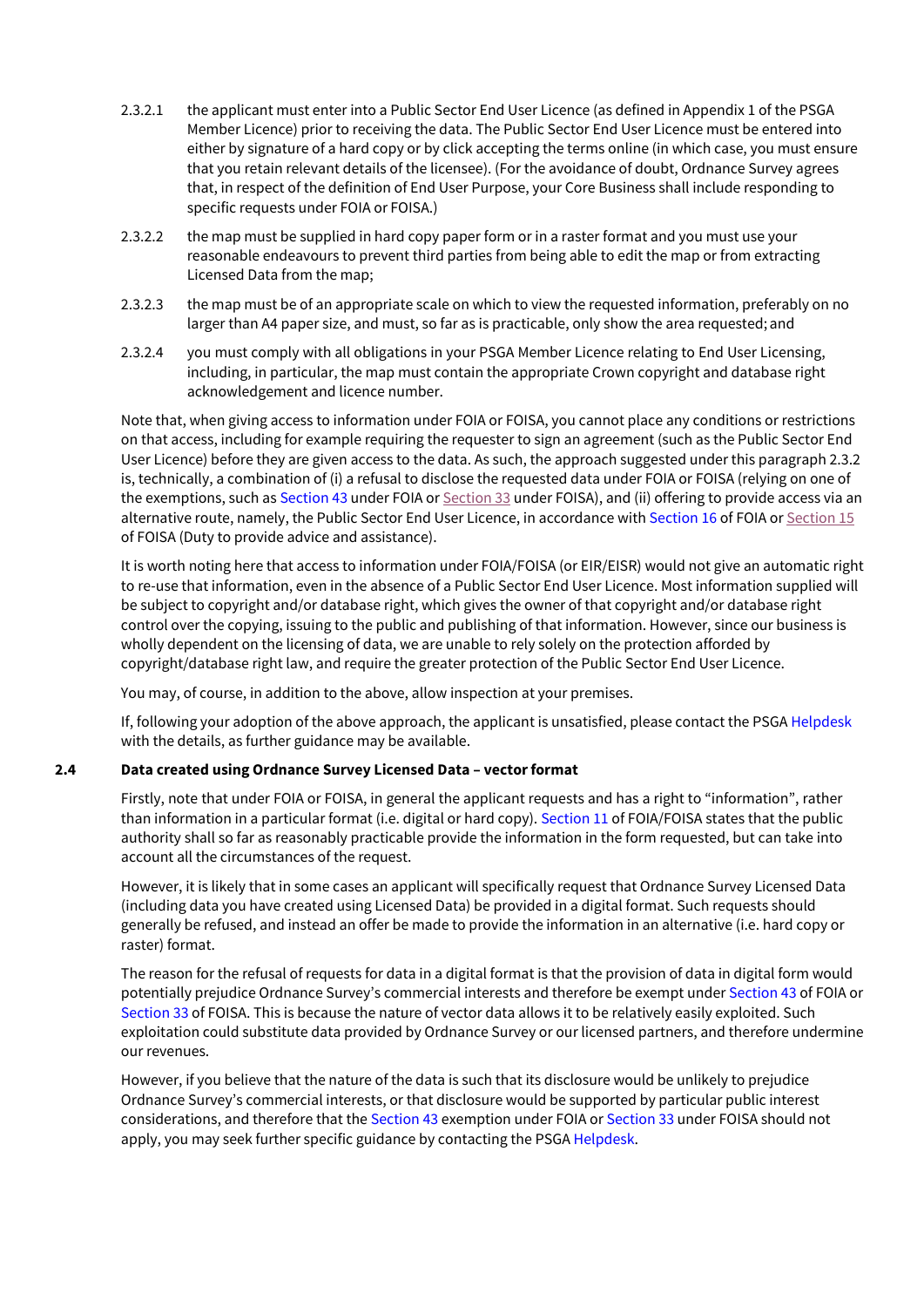2.3.2.1 the applicant must enter into a Public Sector End User Licence (as defined in Appendix 1 of the PSGA Member Licence) prior to receiving the data. The Public Sector End User Licence must be entered into either by signature of a hard copy or by click accepting the terms online (in which case, you must ensure that you retain relevant details of the licensee). (For the avoidance of doubt, Ordnance Survey agrees that, in respect of the definition of End User Purpose, your Core Business shall include responding to specific requests under FOIA or FOISA.)

2.3.2.2 the map must be supplied in hard copy paper form or in a raster format and you must use your reasonable endeavours to prevent third parties from being able to edit the map or from extracting Licensed Data from the map;

2.3.2.3 the map must be of an appropriate scale on which to view the requested information, preferably on no larger than A4 paper size, and must, so far as is practicable, only show the area requested; and

2.3.2.4 you must comply with all obligations in your PSGA Member Licence relating to End User Licensing, including, in particular, the map must contain the appropriate Crown copyright and database right acknowledgement and licence number.

Note that, when giving access to information under FOIA or FOISA, you cannot place any conditions or restrictions on that access, including for example requiring the requester to sign an agreement (such as the Public Sector End User Licence) before they are given access to the data. As such, the approach suggested under this paragraph 2.3.2 is, technically, a combination of (i) a refusal to disclose the requested data under FOIA or FOISA (relying on one of the exemptions, such as Section 43 under FOIA or Section 33 under FOISA), and (ii) offering to provide access via an alternative route, namely, the Public Sector End User Licence, in accordance with Section 16 of FOIA or Section 15 of FOISA (Duty to provide advice and assistance).

It is worth noting here that access to information under FOIA/FOISA (or EIR/EISR) would not give an automatic right to re-use that information, even in the absence of a Public Sector End User Licence. Most information supplied will be subject to copyright and/or database right, which gives the owner of that copyright and/or database right control over the copying, issuing to the public and publishing of that information. However, since our business is wholly dependent on the licensing of data, we are unable to rely solely on the protection afforded by copyright/database right law, and require the greater protection of the Public Sector End User Licence.

You may, of course, in addition to the above, allow inspection at your premises.

If, following your adoption of the above approach, the applicant is unsatisfied, please contact the PSGA Helpdesk with the details, as further guidance may be available.

## 2.4 Data created using Ordnance Survey Licensed Data – vector format

Firstly, note that under FOIA or FOISA, in general the applicant requests and has a right to "information", rather than information in a particular format (i.e. digital or hard copy). Section 11 of FOIA/FOISA states that the public authority shall so far as reasonably practicable provide the information in the form requested, but can take into account all the circumstances of the request.

However, it is likely that in some cases an applicant will specifically request that Ordnance Survey Licensed Data (including data you have created using Licensed Data) be provided in a digital format. Such requests should generally be refused, and instead an offer be made to provide the information in an alternative (i.e. hard copy or raster) format.

The reason for the refusal of requests for data in a digital format is that the provision of data in digital form would potentially prejudice Ordnance Survey's commercial interests and therefore be exempt under Section 43 of FOIA or Section 33 of FOISA. This is because the nature of vector data allows it to be relatively easily exploited. Such exploitation could substitute data provided by Ordnance Survey or our licensed partners, and therefore undermine our revenues.

However, if you believe that the nature of the data is such that its disclosure would be unlikely to prejudice Ordnance Survey's commercial interests, or that disclosure would be supported by particular public interest considerations, and therefore that the Section 43 exemption under FOIA or Section 33 under FOISA should not apply, you may seek further specific guidance by contacting the PSGA Helpdesk.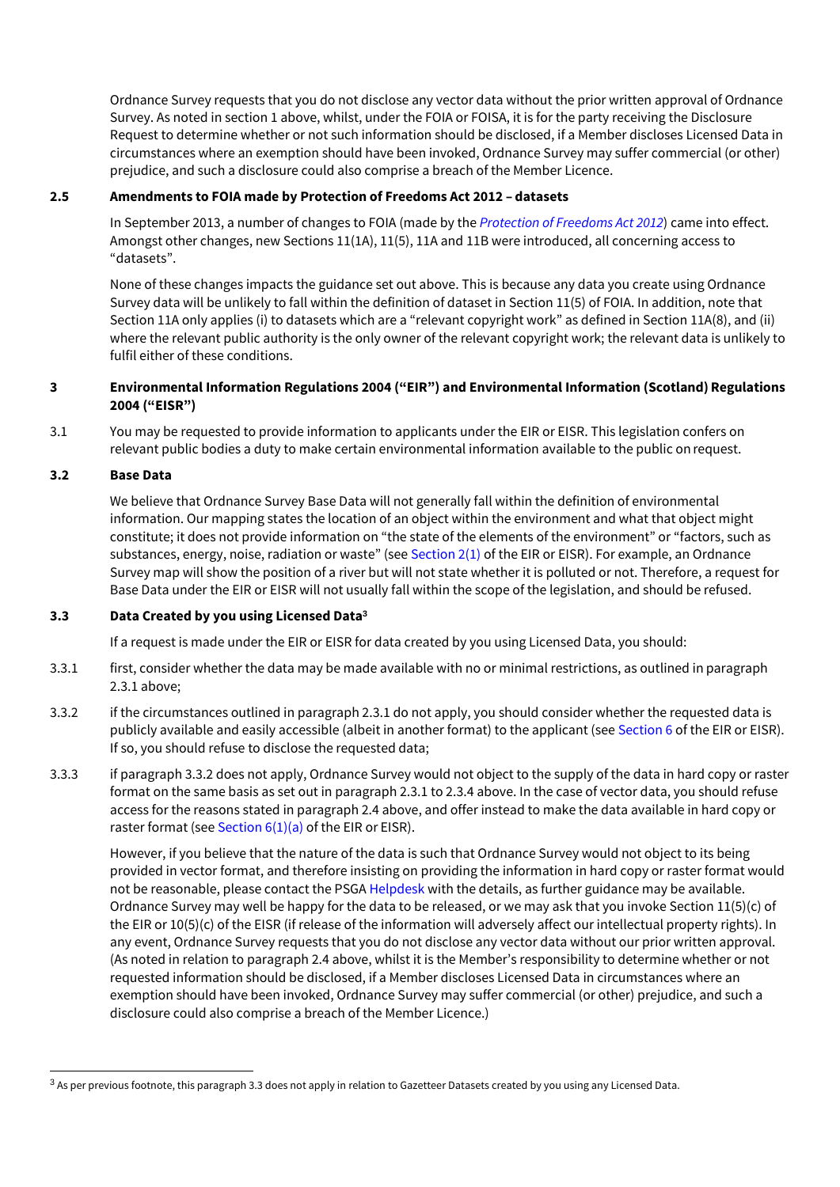Ordnance Survey requests that you do not disclose any vector data without the prior written approval of Ordnance Survey. As noted in section 1 above, whilst, under the FOIA or FOISA, it is for the party receiving the Disclosure Request to determine whether or not such information should be disclosed, if a Member discloses Licensed Data in circumstances where an exemption should have been invoked, Ordnance Survey may suffer commercial (or other) prejudice, and such a disclosure could also comprise a breach of the Member Licence.

### 2.5 Amendments to FOIA made by Protection of Freedoms Act 2012 – datasets

In September 2013, a number of changes to FOIA (made by the *Protection of Freedoms Act 2012*) came into effect. Amongst other changes, new Sections 11(1A), 11(5), 11A and 11B were introduced, all concerning access to "datasets".

None of these changes impacts the guidance set out above. This is because any data you create using Ordnance Survey data will be unlikely to fall within the definition of dataset in Section 11(5) of FOIA. In addition, note that Section 11A only applies (i) to datasets which are a "relevant copyright work" as defined in Section 11A(8), and (ii) where the relevant public authority is the only owner of the relevant copyright work; the relevant data is unlikely to fulfil either of these conditions.

## 3 Environmental Information Regulations 2004 ("EIR") and Environmental Information (Scotland) Regulations 2004 ("EISR")

3.1 You may be requested to provide information to applicants under the EIR or EISR. This legislation confers on relevant public bodies a duty to make certain environmental information available to the public on request.

### 3.2 Base Data

We believe that Ordnance Survey Base Data will not generally fall within the definition of environmental information. Our mapping states the location of an object within the environment and what that object might constitute; it does not provide information on "the state of the elements of the environment" or "factors, such as substances, energy, noise, radiation or waste" (see Section 2(1) of the EIR or EISR). For example, an Ordnance Survey map will show the position of a river but will not state whether it is polluted or not. Therefore, a request for Base Data under the EIR or EISR will not usually fall within the scope of the legislation, and should be refused.

### 3.3 Data Created by you using Licensed Data[3]

If a request is made under the EIR or EISR for data created by you using Licensed Data, you should:

3.3.1 first, consider whether the data may be made available with no or minimal restrictions, as outlined in paragraph 2.3.1 above;

3.3.2 if the circumstances outlined in paragraph 2.3.1 do not apply, you should consider whether the requested data is publicly available and easily accessible (albeit in another format) to the applicant (see Section 6 of the EIR or EISR). If so, you should refuse to disclose the requested data;

3.3.3 if paragraph 3.3.2 does not apply, Ordnance Survey would not object to the supply of the data in hard copy or raster format on the same basis as set out in paragraph 2.3.1 to 2.3.4 above. In the case of vector data, you should refuse access for the reasons stated in paragraph 2.4 above, and offer instead to make the data available in hard copy or raster format (see Section 6(1)(a) of the EIR or EISR).

However, if you believe that the nature of the data is such that Ordnance Survey would not object to its being provided in vector format, and therefore insisting on providing the information in hard copy or raster format would not be reasonable, please contact the PSGA Helpdesk with the details, as further guidance may be available. Ordnance Survey may well be happy for the data to be released, or we may ask that you invoke Section 11(5)(c) of the EIR or 10(5)(c) of the EISR (if release of the information will adversely affect our intellectual property rights). In any event, Ordnance Survey requests that you do not disclose any vector data without our prior written approval. (As noted in relation to paragraph 2.4 above, whilst it is the Member's responsibility to determine whether or not requested information should be disclosed, if a Member discloses Licensed Data in circumstances where an exemption should have been invoked, Ordnance Survey may suffer commercial (or other) prejudice, and such a disclosure could also comprise a breach of the Member Licence.)

---

[3] As per previous footnote, this paragraph 3.3 does not apply in relation to Gazetteer Datasets created by you using any Licensed Data.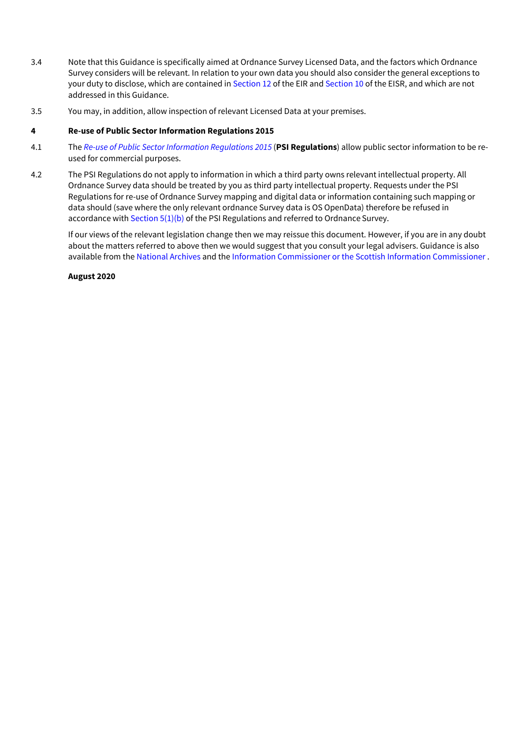3.4 Note that this Guidance is specifically aimed at Ordnance Survey Licensed Data, and the factors which Ordnance Survey considers will be relevant. In relation to your own data you should also consider the general exceptions to your duty to disclose, which are contained in Section 12 of the EIR and Section 10 of the EISR, and which are not addressed in this Guidance.

3.5 You may, in addition, allow inspection of relevant Licensed Data at your premises.

## 4 Re-use of Public Sector Information Regulations 2015

4.1 The *Re-use of Public Sector Information Regulations 2015* (**PSI Regulations**) allow public sector information to be re-used for commercial purposes.

4.2 The PSI Regulations do not apply to information in which a third party owns relevant intellectual property. All Ordnance Survey data should be treated by you as third party intellectual property. Requests under the PSI Regulations for re-use of Ordnance Survey mapping and digital data or information containing such mapping or data should (save where the only relevant ordnance Survey data is OS OpenData) therefore be refused in accordance with Section 5(1)(b) of the PSI Regulations and referred to Ordnance Survey.

If our views of the relevant legislation change then we may reissue this document. However, if you are in any doubt about the matters referred to above then we would suggest that you consult your legal advisers. Guidance is also available from the National Archives and the Information Commissioner or the Scottish Information Commissioner .

**August 2020**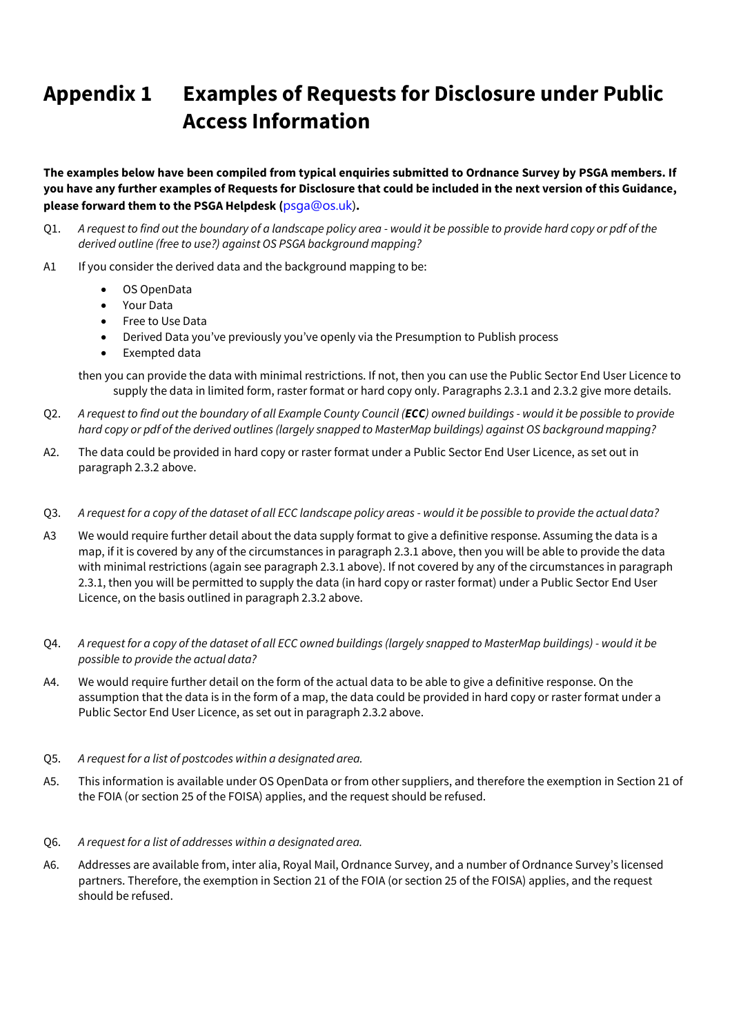# Appendix 1 Examples of Requests for Disclosure under Public Access Information

**The examples below have been compiled from typical enquiries submitted to Ordnance Survey by PSGA members. If you have any further examples of Requests for Disclosure that could be included in the next version of this Guidance, please forward them to the PSGA Helpdesk (psga@os.uk).**

Q1. *A request to find out the boundary of a landscape policy area - would it be possible to provide hard copy or pdf of the derived outline (free to use?) against OS PSGA background mapping?*

A1 If you consider the derived data and the background mapping to be:

- OS OpenData
- Your Data
- Free to Use Data
- Derived Data you've previously you've openly via the Presumption to Publish process
- Exempted data

then you can provide the data with minimal restrictions. If not, then you can use the Public Sector End User Licence to supply the data in limited form, raster format or hard copy only. Paragraphs 2.3.1 and 2.3.2 give more details.

Q2. *A request to find out the boundary of all Example County Council (**ECC**) owned buildings - would it be possible to provide hard copy or pdf of the derived outlines (largely snapped to MasterMap buildings) against OS background mapping?*

A2. The data could be provided in hard copy or raster format under a Public Sector End User Licence, as set out in paragraph 2.3.2 above.

Q3. *A request for a copy of the dataset of all ECC landscape policy areas - would it be possible to provide the actual data?*

A3 We would require further detail about the data supply format to give a definitive response. Assuming the data is a map, if it is covered by any of the circumstances in paragraph 2.3.1 above, then you will be able to provide the data with minimal restrictions (again see paragraph 2.3.1 above). If not covered by any of the circumstances in paragraph 2.3.1, then you will be permitted to supply the data (in hard copy or raster format) under a Public Sector End User Licence, on the basis outlined in paragraph 2.3.2 above.

Q4. *A request for a copy of the dataset of all ECC owned buildings (largely snapped to MasterMap buildings) - would it be possible to provide the actual data?*

A4. We would require further detail on the form of the actual data to be able to give a definitive response. On the assumption that the data is in the form of a map, the data could be provided in hard copy or raster format under a Public Sector End User Licence, as set out in paragraph 2.3.2 above.

Q5. *A request for a list of postcodes within a designated area.*

A5. This information is available under OS OpenData or from other suppliers, and therefore the exemption in Section 21 of the FOIA (or section 25 of the FOISA) applies, and the request should be refused.

Q6. *A request for a list of addresses within a designated area.*

A6. Addresses are available from, inter alia, Royal Mail, Ordnance Survey, and a number of Ordnance Survey's licensed partners. Therefore, the exemption in Section 21 of the FOIA (or section 25 of the FOISA) applies, and the request should be refused.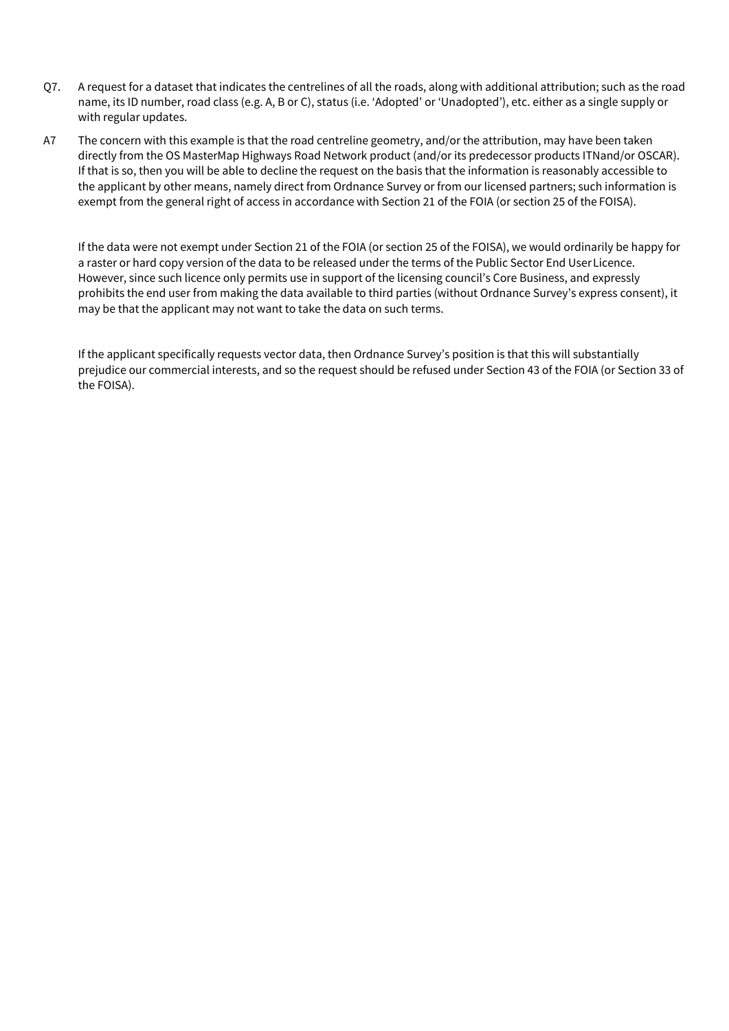Q7. A request for a dataset that indicates the centrelines of all the roads, along with additional attribution; such as the road name, its ID number, road class (e.g. A, B or C), status (i.e. 'Adopted' or 'Unadopted'), etc. either as a single supply or with regular updates.

A7 The concern with this example is that the road centreline geometry, and/or the attribution, may have been taken directly from the OS MasterMap Highways Road Network product (and/or its predecessor products ITNand/or OSCAR). If that is so, then you will be able to decline the request on the basis that the information is reasonably accessible to the applicant by other means, namely direct from Ordnance Survey or from our licensed partners; such information is exempt from the general right of access in accordance with Section 21 of the FOIA (or section 25 of the FOISA).

If the data were not exempt under Section 21 of the FOIA (or section 25 of the FOISA), we would ordinarily be happy for a raster or hard copy version of the data to be released under the terms of the Public Sector End User Licence. However, since such licence only permits use in support of the licensing council's Core Business, and expressly prohibits the end user from making the data available to third parties (without Ordnance Survey's express consent), it may be that the applicant may not want to take the data on such terms.

If the applicant specifically requests vector data, then Ordnance Survey's position is that this will substantially prejudice our commercial interests, and so the request should be refused under Section 43 of the FOIA (or Section 33 of the FOISA).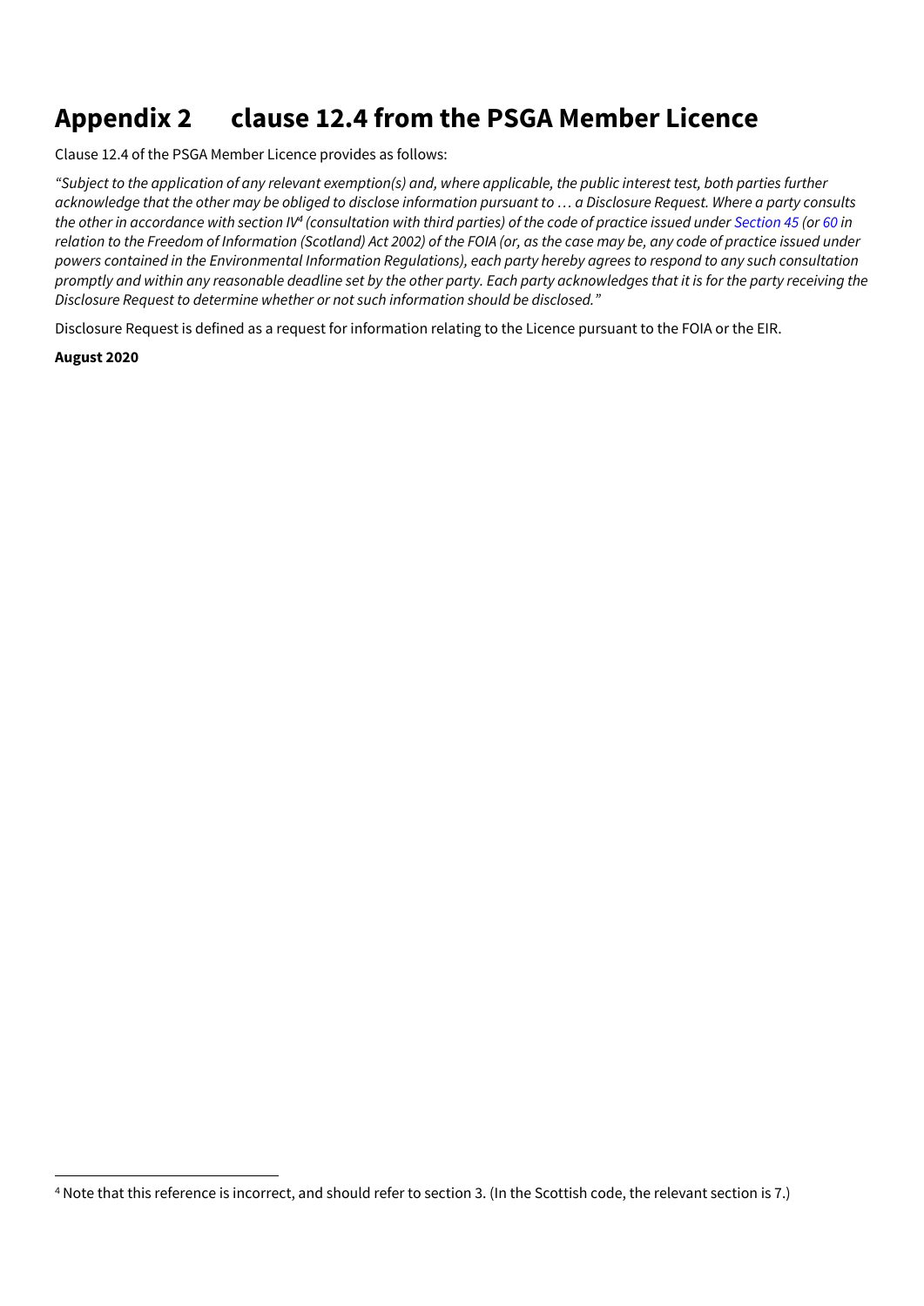## Appendix 2 clause 12.4 from the PSGA Member Licence

Clause 12.4 of the PSGA Member Licence provides as follows:

*"Subject to the application of any relevant exemption(s) and, where applicable, the public interest test, both parties further acknowledge that the other may be obliged to disclose information pursuant to … a Disclosure Request. Where a party consults the other in accordance with section IV*[4] *(consultation with third parties) of the code of practice issued under Section 45 (or 60 in relation to the Freedom of Information (Scotland) Act 2002) of the FOIA (or, as the case may be, any code of practice issued under powers contained in the Environmental Information Regulations), each party hereby agrees to respond to any such consultation promptly and within any reasonable deadline set by the other party. Each party acknowledges that it is for the party receiving the Disclosure Request to determine whether or not such information should be disclosed."*

Disclosure Request is defined as a request for information relating to the Licence pursuant to the FOIA or the EIR.

**August 2020**

[4] Note that this reference is incorrect, and should refer to section 3. (In the Scottish code, the relevant section is 7.)